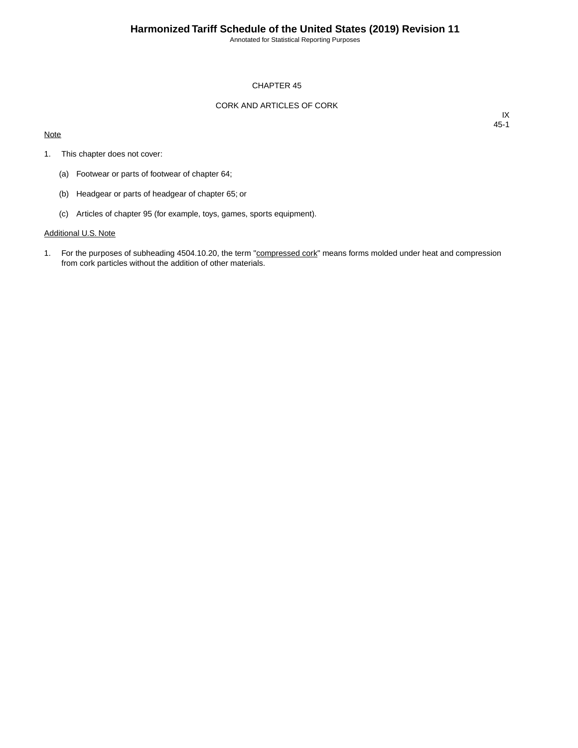# CHAPTER 45

## CORK AND ARTICLES OF CORK

IX
45-1

Note

1. This chapter does not cover:

   (a) Footwear or parts of footwear of chapter 64;

   (b) Headgear or parts of headgear of chapter 65; or

   (c) Articles of chapter 95 (for example, toys, games, sports equipment).

Additional U.S. Note

1. For the purposes of subheading 4504.10.20, the term "compressed cork" means forms molded under heat and compression from cork particles without the addition of other materials.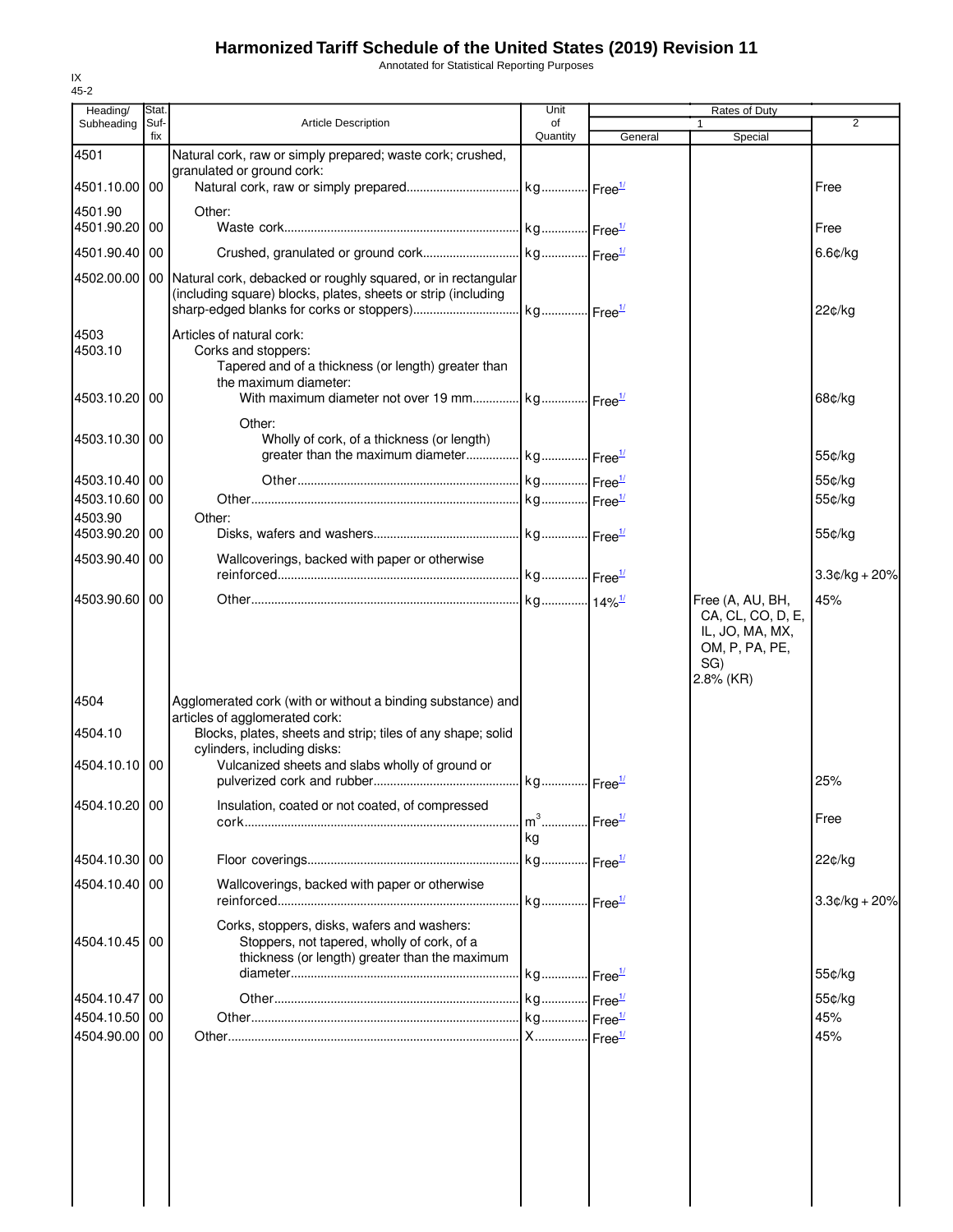# Harmonized Tariff Schedule of the United States (2019) Revision 11

Annotated for Statistical Reporting Purposes

IX
45-2

| Heading/ Subheading | Stat. Suf- fix | Article Description | Unit of Quantity | Rates of Duty 1 General | Special | 2 |
|---|---|---|---|---|---|---|
| 4501 | | Natural cork, raw or simply prepared; waste cork; crushed, granulated or ground cork: | | | | |
| 4501.10.00 | 00 | Natural cork, raw or simply prepared | kg | Free[1/] | | Free |
| 4501.90 | | Other: | | | | |
| 4501.90.20 | 00 | Waste cork | kg | Free[1/] | | Free |
| 4501.90.40 | 00 | Crushed, granulated or ground cork | kg | Free[1/] | | 6.6¢/kg |
| 4502.00.00 | 00 | Natural cork, debacked or roughly squared, or in rectangular (including square) blocks, plates, sheets or strip (including sharp-edged blanks for corks or stoppers) | kg | Free[1/] | | 22¢/kg |
| 4503 | | Articles of natural cork: | | | | |
| 4503.10 | | Corks and stoppers: | | | | |
| | | Tapered and of a thickness (or length) greater than the maximum diameter: | | | | |
| 4503.10.20 | 00 | With maximum diameter not over 19 mm | kg | Free[1/] | | 68¢/kg |
| | | Other: | | | | |
| 4503.10.30 | 00 | Wholly of cork, of a thickness (or length) greater than the maximum diameter | kg | Free[1/] | | 55¢/kg |
| 4503.10.40 | 00 | Other | kg | Free[1/] | | 55¢/kg |
| 4503.10.60 | 00 | Other | kg | Free[1/] | | 55¢/kg |
| 4503.90 | | Other: | | | | |
| 4503.90.20 | 00 | Disks, wafers and washers | kg | Free[1/] | | 55¢/kg |
| 4503.90.40 | 00 | Wallcoverings, backed with paper or otherwise reinforced | kg | Free[1/] | | 3.3¢/kg + 20% |
| 4503.90.60 | 00 | Other | kg | 14%[1/] | Free (A, AU, BH, CA, CL, CO, D, E, IL, JO, MA, MX, OM, P, PA, PE, SG)<br>2.8% (KR) | 45% |
| 4504 | | Agglomerated cork (with or without a binding substance) and articles of agglomerated cork: | | | | |
| 4504.10 | | Blocks, plates, sheets and strip; tiles of any shape; solid cylinders, including disks: | | | | |
| 4504.10.10 | 00 | Vulcanized sheets and slabs wholly of ground or pulverized cork and rubber | kg | Free[1/] | | 25% |
| 4504.10.20 | 00 | Insulation, coated or not coated, of compressed cork | $m^3$<br>kg | Free[1/] | | Free |
| 4504.10.30 | 00 | Floor coverings | kg | Free[1/] | | 22¢/kg |
| 4504.10.40 | 00 | Wallcoverings, backed with paper or otherwise reinforced | kg | Free[1/] | | 3.3¢/kg + 20% |
| | | Corks, stoppers, disks, wafers and washers: | | | | |
| 4504.10.45 | 00 | Stoppers, not tapered, wholly of cork, of a thickness (or length) greater than the maximum diameter | kg | Free[1/] | | 55¢/kg |
| 4504.10.47 | 00 | Other | kg | Free[1/] | | 55¢/kg |
| 4504.10.50 | 00 | Other | kg | Free[1/] | | 45% |
| 4504.90.00 | 00 | Other | X | Free[1/] | | 45% |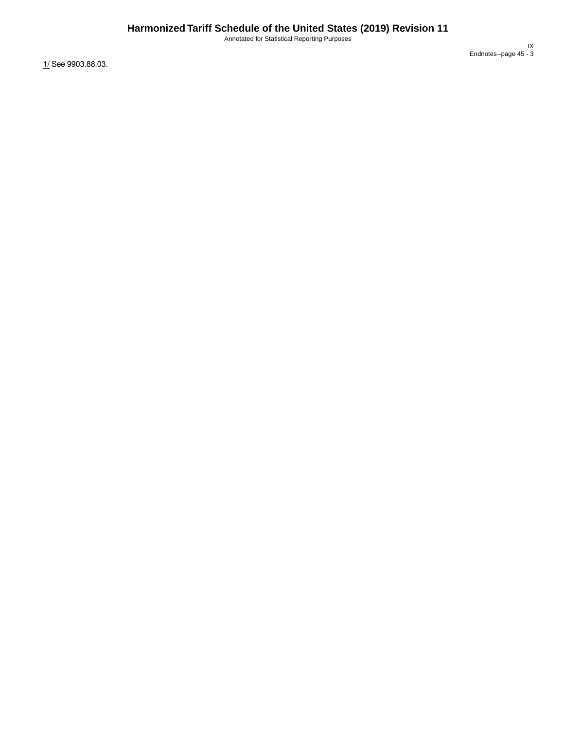1/ See 9903.88.03.